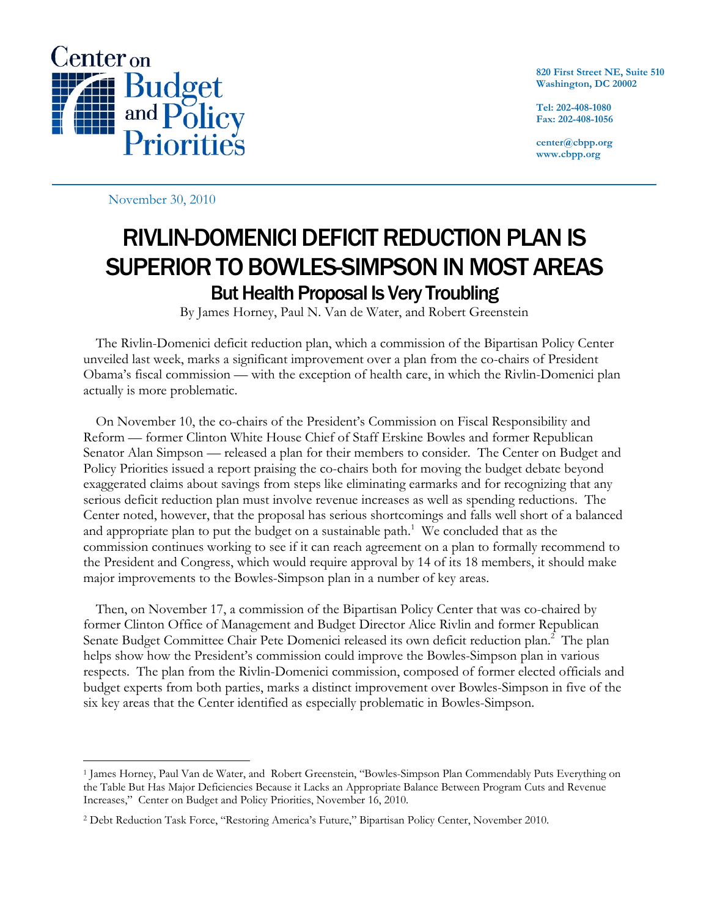Center on Budget and Policy Priorities

820 First Street NE, Suite 510
Washington, DC 20002

Tel: 202-408-1080
Fax: 202-408-1056

center@cbpp.org
www.cbpp.org

November 30, 2010

# RIVLIN-DOMENICI DEFICIT REDUCTION PLAN IS SUPERIOR TO BOWLES-SIMPSON IN MOST AREAS

## But Health Proposal Is Very Troubling

By James Horney, Paul N. Van de Water, and Robert Greenstein

The Rivlin-Domenici deficit reduction plan, which a commission of the Bipartisan Policy Center unveiled last week, marks a significant improvement over a plan from the co-chairs of President Obama's fiscal commission — with the exception of health care, in which the Rivlin-Domenici plan actually is more problematic.

On November 10, the co-chairs of the President's Commission on Fiscal Responsibility and Reform — former Clinton White House Chief of Staff Erskine Bowles and former Republican Senator Alan Simpson — released a plan for their members to consider. The Center on Budget and Policy Priorities issued a report praising the co-chairs both for moving the budget debate beyond exaggerated claims about savings from steps like eliminating earmarks and for recognizing that any serious deficit reduction plan must involve revenue increases as well as spending reductions. The Center noted, however, that the proposal has serious shortcomings and falls well short of a balanced and appropriate plan to put the budget on a sustainable path.[1] We concluded that as the commission continues working to see if it can reach agreement on a plan to formally recommend to the President and Congress, which would require approval by 14 of its 18 members, it should make major improvements to the Bowles-Simpson plan in a number of key areas.

Then, on November 17, a commission of the Bipartisan Policy Center that was co-chaired by former Clinton Office of Management and Budget Director Alice Rivlin and former Republican Senate Budget Committee Chair Pete Domenici released its own deficit reduction plan.[2] The plan helps show how the President's commission could improve the Bowles-Simpson plan in various respects. The plan from the Rivlin-Domenici commission, composed of former elected officials and budget experts from both parties, marks a distinct improvement over Bowles-Simpson in five of the six key areas that the Center identified as especially problematic in Bowles-Simpson.

---

[1] James Horney, Paul Van de Water, and Robert Greenstein, "Bowles-Simpson Plan Commendably Puts Everything on the Table But Has Major Deficiencies Because it Lacks an Appropriate Balance Between Program Cuts and Revenue Increases," Center on Budget and Policy Priorities, November 16, 2010.

[2] Debt Reduction Task Force, "Restoring America's Future," Bipartisan Policy Center, November 2010.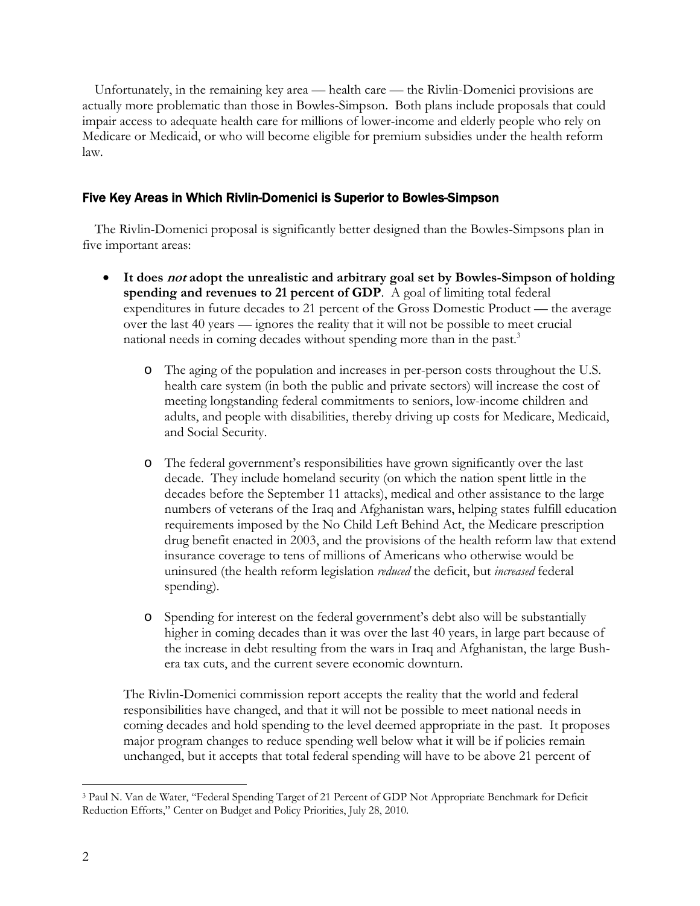Unfortunately, in the remaining key area — health care — the Rivlin-Domenici provisions are actually more problematic than those in Bowles-Simpson. Both plans include proposals that could impair access to adequate health care for millions of lower-income and elderly people who rely on Medicare or Medicaid, or who will become eligible for premium subsidies under the health reform law.

## Five Key Areas in Which Rivlin-Domenici is Superior to Bowles-Simpson

The Rivlin-Domenici proposal is significantly better designed than the Bowles-Simpsons plan in five important areas:

- **It does *not* adopt the unrealistic and arbitrary goal set by Bowles-Simpson of holding spending and revenues to 21 percent of GDP**. A goal of limiting total federal expenditures in future decades to 21 percent of the Gross Domestic Product — the average over the last 40 years — ignores the reality that it will not be possible to meet crucial national needs in coming decades without spending more than in the past.[3]
  - The aging of the population and increases in per-person costs throughout the U.S. health care system (in both the public and private sectors) will increase the cost of meeting longstanding federal commitments to seniors, low-income children and adults, and people with disabilities, thereby driving up costs for Medicare, Medicaid, and Social Security.
  - The federal government's responsibilities have grown significantly over the last decade. They include homeland security (on which the nation spent little in the decades before the September 11 attacks), medical and other assistance to the large numbers of veterans of the Iraq and Afghanistan wars, helping states fulfill education requirements imposed by the No Child Left Behind Act, the Medicare prescription drug benefit enacted in 2003, and the provisions of the health reform law that extend insurance coverage to tens of millions of Americans who otherwise would be uninsured (the health reform legislation *reduced* the deficit, but *increased* federal spending).
  - Spending for interest on the federal government's debt also will be substantially higher in coming decades than it was over the last 40 years, in large part because of the increase in debt resulting from the wars in Iraq and Afghanistan, the large Bush-era tax cuts, and the current severe economic downturn.

  The Rivlin-Domenici commission report accepts the reality that the world and federal responsibilities have changed, and that it will not be possible to meet national needs in coming decades and hold spending to the level deemed appropriate in the past. It proposes major program changes to reduce spending well below what it will be if policies remain unchanged, but it accepts that total federal spending will have to be above 21 percent of

---

[3] Paul N. Van de Water, "Federal Spending Target of 21 Percent of GDP Not Appropriate Benchmark for Deficit Reduction Efforts," Center on Budget and Policy Priorities, July 28, 2010.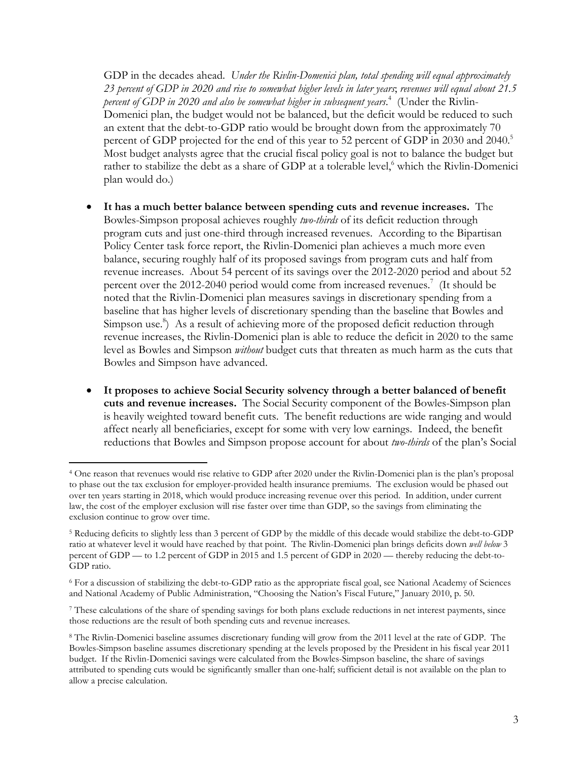GDP in the decades ahead. *Under the Rivlin-Domenici plan, total spending will equal approximately 23 percent of GDP in 2020 and rise to somewhat higher levels in later years; revenues will equal about 21.5 percent of GDP in 2020 and also be somewhat higher in subsequent years*.[4] (Under the Rivlin-Domenici plan, the budget would not be balanced, but the deficit would be reduced to such an extent that the debt-to-GDP ratio would be brought down from the approximately 70 percent of GDP projected for the end of this year to 52 percent of GDP in 2030 and 2040.[5] Most budget analysts agree that the crucial fiscal policy goal is not to balance the budget but rather to stabilize the debt as a share of GDP at a tolerable level,[6] which the Rivlin-Domenici plan would do.)

- **It has a much better balance between spending cuts and revenue increases.** The Bowles-Simpson proposal achieves roughly *two-thirds* of its deficit reduction through program cuts and just one-third through increased revenues. According to the Bipartisan Policy Center task force report, the Rivlin-Domenici plan achieves a much more even balance, securing roughly half of its proposed savings from program cuts and half from revenue increases. About 54 percent of its savings over the 2012-2020 period and about 52 percent over the 2012-2040 period would come from increased revenues.[7] (It should be noted that the Rivlin-Domenici plan measures savings in discretionary spending from a baseline that has higher levels of discretionary spending than the baseline that Bowles and Simpson use.[8]) As a result of achieving more of the proposed deficit reduction through revenue increases, the Rivlin-Domenici plan is able to reduce the deficit in 2020 to the same level as Bowles and Simpson *without* budget cuts that threaten as much harm as the cuts that Bowles and Simpson have advanced.

- **It proposes to achieve Social Security solvency through a better balanced of benefit cuts and revenue increases.** The Social Security component of the Bowles-Simpson plan is heavily weighted toward benefit cuts. The benefit reductions are wide ranging and would affect nearly all beneficiaries, except for some with very low earnings. Indeed, the benefit reductions that Bowles and Simpson propose account for about *two-thirds* of the plan's Social

---

[4] One reason that revenues would rise relative to GDP after 2020 under the Rivlin-Domenici plan is the plan's proposal to phase out the tax exclusion for employer-provided health insurance premiums. The exclusion would be phased out over ten years starting in 2018, which would produce increasing revenue over this period. In addition, under current law, the cost of the employer exclusion will rise faster over time than GDP, so the savings from eliminating the exclusion continue to grow over time.

[5] Reducing deficits to slightly less than 3 percent of GDP by the middle of this decade would stabilize the debt-to-GDP ratio at whatever level it would have reached by that point. The Rivlin-Domenici plan brings deficits down *well below* 3 percent of GDP — to 1.2 percent of GDP in 2015 and 1.5 percent of GDP in 2020 — thereby reducing the debt-to-GDP ratio.

[6] For a discussion of stabilizing the debt-to-GDP ratio as the appropriate fiscal goal, see National Academy of Sciences and National Academy of Public Administration, "Choosing the Nation's Fiscal Future," January 2010, p. 50.

[7] These calculations of the share of spending savings for both plans exclude reductions in net interest payments, since those reductions are the result of both spending cuts and revenue increases.

[8] The Rivlin-Domenici baseline assumes discretionary funding will grow from the 2011 level at the rate of GDP. The Bowles-Simpson baseline assumes discretionary spending at the levels proposed by the President in his fiscal year 2011 budget. If the Rivlin-Domenici savings were calculated from the Bowles-Simpson baseline, the share of savings attributed to spending cuts would be significantly smaller than one-half; sufficient detail is not available on the plan to allow a precise calculation.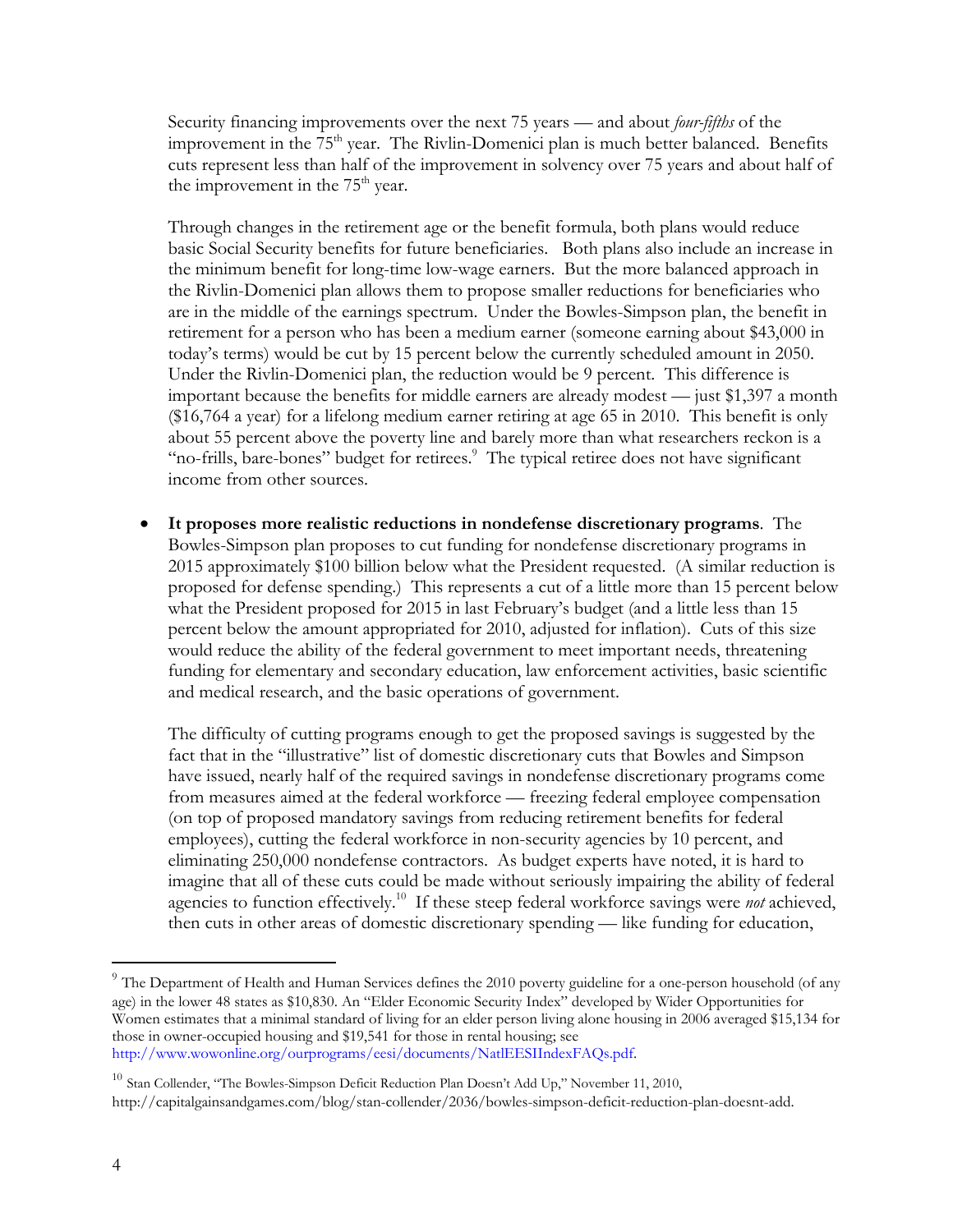Security financing improvements over the next 75 years — and about *four-fifths* of the improvement in the 75th year. The Rivlin-Domenici plan is much better balanced. Benefits cuts represent less than half of the improvement in solvency over 75 years and about half of the improvement in the 75th year.

Through changes in the retirement age or the benefit formula, both plans would reduce basic Social Security benefits for future beneficiaries. Both plans also include an increase in the minimum benefit for long-time low-wage earners. But the more balanced approach in the Rivlin-Domenici plan allows them to propose smaller reductions for beneficiaries who are in the middle of the earnings spectrum. Under the Bowles-Simpson plan, the benefit in retirement for a person who has been a medium earner (someone earning about $43,000 in today's terms) would be cut by 15 percent below the currently scheduled amount in 2050. Under the Rivlin-Domenici plan, the reduction would be 9 percent. This difference is important because the benefits for middle earners are already modest — just $1,397 a month ($16,764 a year) for a lifelong medium earner retiring at age 65 in 2010. This benefit is only about 55 percent above the poverty line and barely more than what researchers reckon is a "no-frills, bare-bones" budget for retirees.[9] The typical retiree does not have significant income from other sources.

- **It proposes more realistic reductions in nondefense discretionary programs**. The Bowles-Simpson plan proposes to cut funding for nondefense discretionary programs in 2015 approximately $100 billion below what the President requested. (A similar reduction is proposed for defense spending.) This represents a cut of a little more than 15 percent below what the President proposed for 2015 in last February's budget (and a little less than 15 percent below the amount appropriated for 2010, adjusted for inflation). Cuts of this size would reduce the ability of the federal government to meet important needs, threatening funding for elementary and secondary education, law enforcement activities, basic scientific and medical research, and the basic operations of government.

  The difficulty of cutting programs enough to get the proposed savings is suggested by the fact that in the "illustrative" list of domestic discretionary cuts that Bowles and Simpson have issued, nearly half of the required savings in nondefense discretionary programs come from measures aimed at the federal workforce — freezing federal employee compensation (on top of proposed mandatory savings from reducing retirement benefits for federal employees), cutting the federal workforce in non-security agencies by 10 percent, and eliminating 250,000 nondefense contractors. As budget experts have noted, it is hard to imagine that all of these cuts could be made without seriously impairing the ability of federal agencies to function effectively.[10] If these steep federal workforce savings were *not* achieved, then cuts in other areas of domestic discretionary spending — like funding for education,

---

[9] The Department of Health and Human Services defines the 2010 poverty guideline for a one-person household (of any age) in the lower 48 states as $10,830. An "Elder Economic Security Index" developed by Wider Opportunities for Women estimates that a minimal standard of living for an elder person living alone housing in 2006 averaged $15,134 for those in owner-occupied housing and $19,541 for those in rental housing; see http://www.wowonline.org/ourprograms/eesi/documents/NatlEESIIndexFAQs.pdf.

[10] Stan Collender, "The Bowles-Simpson Deficit Reduction Plan Doesn't Add Up," November 11, 2010, http://capitalgainsandgames.com/blog/stan-collender/2036/bowles-simpson-deficit-reduction-plan-doesnt-add.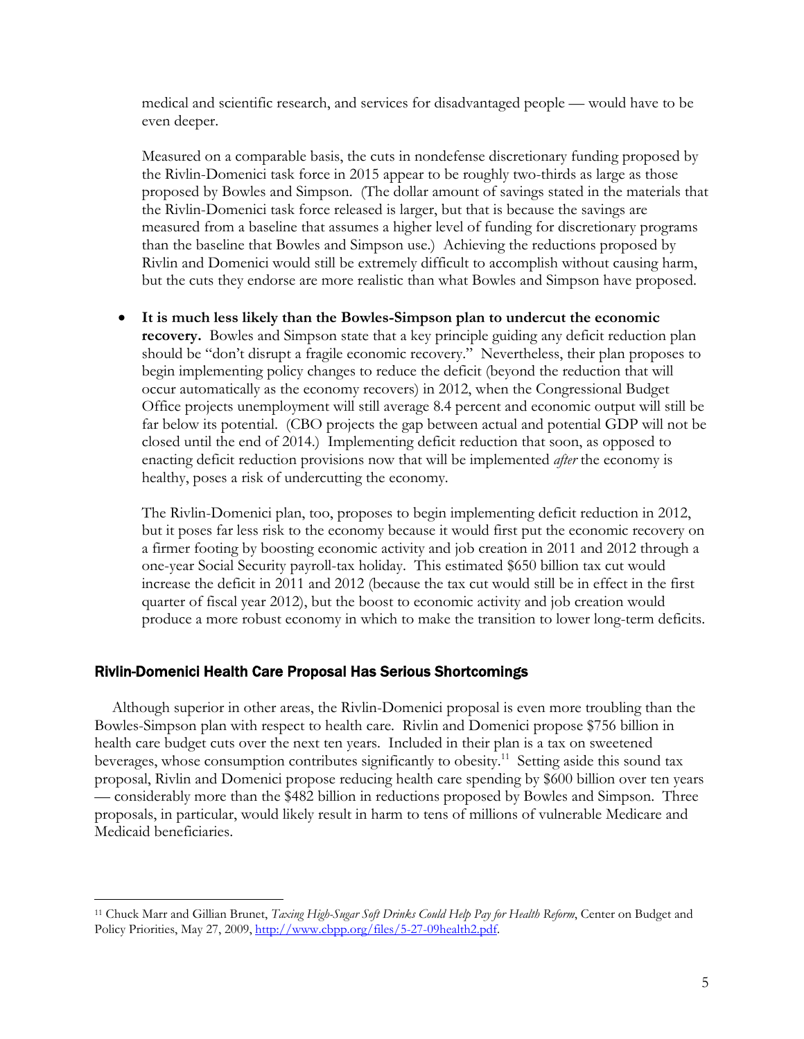medical and scientific research, and services for disadvantaged people — would have to be even deeper.

Measured on a comparable basis, the cuts in nondefense discretionary funding proposed by the Rivlin-Domenici task force in 2015 appear to be roughly two-thirds as large as those proposed by Bowles and Simpson. (The dollar amount of savings stated in the materials that the Rivlin-Domenici task force released is larger, but that is because the savings are measured from a baseline that assumes a higher level of funding for discretionary programs than the baseline that Bowles and Simpson use.) Achieving the reductions proposed by Rivlin and Domenici would still be extremely difficult to accomplish without causing harm, but the cuts they endorse are more realistic than what Bowles and Simpson have proposed.

- **It is much less likely than the Bowles-Simpson plan to undercut the economic recovery.** Bowles and Simpson state that a key principle guiding any deficit reduction plan should be "don't disrupt a fragile economic recovery." Nevertheless, their plan proposes to begin implementing policy changes to reduce the deficit (beyond the reduction that will occur automatically as the economy recovers) in 2012, when the Congressional Budget Office projects unemployment will still average 8.4 percent and economic output will still be far below its potential. (CBO projects the gap between actual and potential GDP will not be closed until the end of 2014.) Implementing deficit reduction that soon, as opposed to enacting deficit reduction provisions now that will be implemented *after* the economy is healthy, poses a risk of undercutting the economy.

  The Rivlin-Domenici plan, too, proposes to begin implementing deficit reduction in 2012, but it poses far less risk to the economy because it would first put the economic recovery on a firmer footing by boosting economic activity and job creation in 2011 and 2012 through a one-year Social Security payroll-tax holiday. This estimated $650 billion tax cut would increase the deficit in 2011 and 2012 (because the tax cut would still be in effect in the first quarter of fiscal year 2012), but the boost to economic activity and job creation would produce a more robust economy in which to make the transition to lower long-term deficits.

## Rivlin-Domenici Health Care Proposal Has Serious Shortcomings

Although superior in other areas, the Rivlin-Domenici proposal is even more troubling than the Bowles-Simpson plan with respect to health care. Rivlin and Domenici propose $756 billion in health care budget cuts over the next ten years. Included in their plan is a tax on sweetened beverages, whose consumption contributes significantly to obesity.[11] Setting aside this sound tax proposal, Rivlin and Domenici propose reducing health care spending by $600 billion over ten years — considerably more than the $482 billion in reductions proposed by Bowles and Simpson. Three proposals, in particular, would likely result in harm to tens of millions of vulnerable Medicare and Medicaid beneficiaries.

---

[11] Chuck Marr and Gillian Brunet, *Taxing High-Sugar Soft Drinks Could Help Pay for Health Reform*, Center on Budget and Policy Priorities, May 27, 2009, http://www.cbpp.org/files/5-27-09health2.pdf.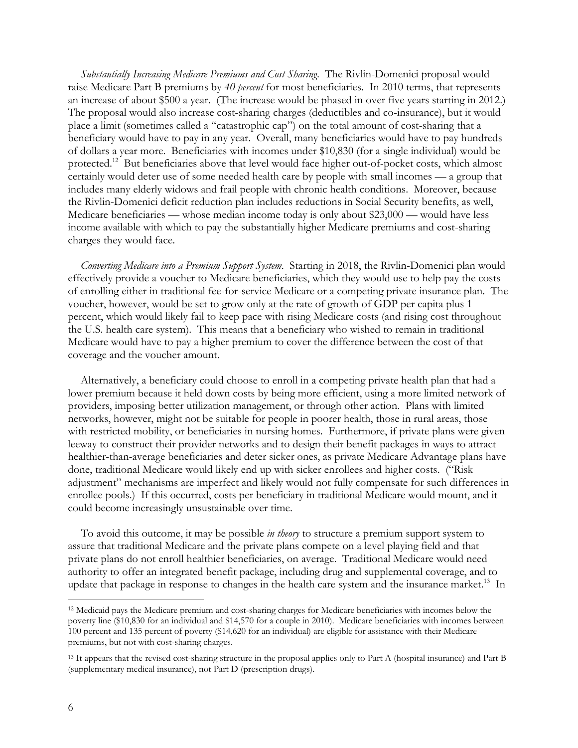*Substantially Increasing Medicare Premiums and Cost Sharing.* The Rivlin-Domenici proposal would raise Medicare Part B premiums by *40 percent* for most beneficiaries. In 2010 terms, that represents an increase of about \$500 a year. (The increase would be phased in over five years starting in 2012.) The proposal would also increase cost-sharing charges (deductibles and co-insurance), but it would place a limit (sometimes called a "catastrophic cap") on the total amount of cost-sharing that a beneficiary would have to pay in any year. Overall, many beneficiaries would have to pay hundreds of dollars a year more. Beneficiaries with incomes under \$10,830 (for a single individual) would be protected.[12] But beneficiaries above that level would face higher out-of-pocket costs, which almost certainly would deter use of some needed health care by people with small incomes — a group that includes many elderly widows and frail people with chronic health conditions. Moreover, because the Rivlin-Domenici deficit reduction plan includes reductions in Social Security benefits, as well, Medicare beneficiaries — whose median income today is only about \$23,000 — would have less income available with which to pay the substantially higher Medicare premiums and cost-sharing charges they would face.

*Converting Medicare into a Premium Support System.* Starting in 2018, the Rivlin-Domenici plan would effectively provide a voucher to Medicare beneficiaries, which they would use to help pay the costs of enrolling either in traditional fee-for-service Medicare or a competing private insurance plan. The voucher, however, would be set to grow only at the rate of growth of GDP per capita plus 1 percent, which would likely fail to keep pace with rising Medicare costs (and rising cost throughout the U.S. health care system). This means that a beneficiary who wished to remain in traditional Medicare would have to pay a higher premium to cover the difference between the cost of that coverage and the voucher amount.

Alternatively, a beneficiary could choose to enroll in a competing private health plan that had a lower premium because it held down costs by being more efficient, using a more limited network of providers, imposing better utilization management, or through other action. Plans with limited networks, however, might not be suitable for people in poorer health, those in rural areas, those with restricted mobility, or beneficiaries in nursing homes. Furthermore, if private plans were given leeway to construct their provider networks and to design their benefit packages in ways to attract healthier-than-average beneficiaries and deter sicker ones, as private Medicare Advantage plans have done, traditional Medicare would likely end up with sicker enrollees and higher costs. ("Risk adjustment" mechanisms are imperfect and likely would not fully compensate for such differences in enrollee pools.) If this occurred, costs per beneficiary in traditional Medicare would mount, and it could become increasingly unsustainable over time.

To avoid this outcome, it may be possible *in theory* to structure a premium support system to assure that traditional Medicare and the private plans compete on a level playing field and that private plans do not enroll healthier beneficiaries, on average. Traditional Medicare would need authority to offer an integrated benefit package, including drug and supplemental coverage, and to update that package in response to changes in the health care system and the insurance market.[13] In

---

[12] Medicaid pays the Medicare premium and cost-sharing charges for Medicare beneficiaries with incomes below the poverty line (\$10,830 for an individual and \$14,570 for a couple in 2010). Medicare beneficiaries with incomes between 100 percent and 135 percent of poverty (\$14,620 for an individual) are eligible for assistance with their Medicare premiums, but not with cost-sharing charges.

[13] It appears that the revised cost-sharing structure in the proposal applies only to Part A (hospital insurance) and Part B (supplementary medical insurance), not Part D (prescription drugs).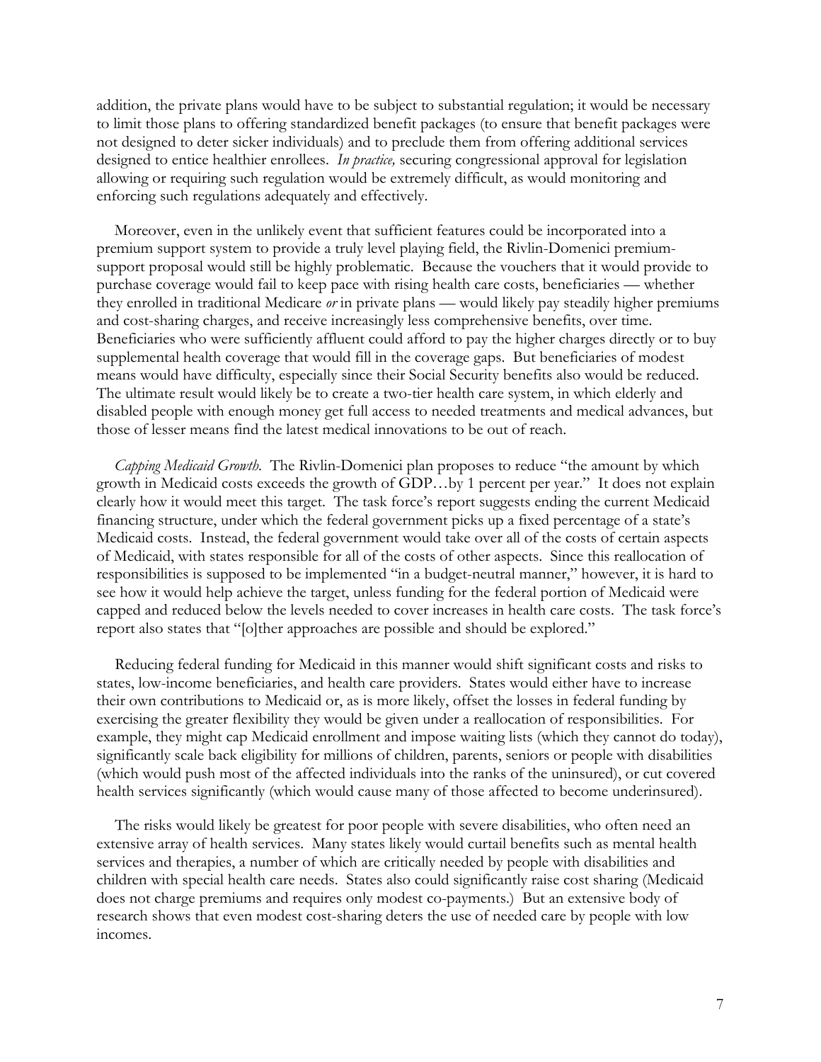addition, the private plans would have to be subject to substantial regulation; it would be necessary to limit those plans to offering standardized benefit packages (to ensure that benefit packages were not designed to deter sicker individuals) and to preclude them from offering additional services designed to entice healthier enrollees. *In practice,* securing congressional approval for legislation allowing or requiring such regulation would be extremely difficult, as would monitoring and enforcing such regulations adequately and effectively.

Moreover, even in the unlikely event that sufficient features could be incorporated into a premium support system to provide a truly level playing field, the Rivlin-Domenici premium-support proposal would still be highly problematic. Because the vouchers that it would provide to purchase coverage would fail to keep pace with rising health care costs, beneficiaries — whether they enrolled in traditional Medicare *or* in private plans — would likely pay steadily higher premiums and cost-sharing charges, and receive increasingly less comprehensive benefits, over time. Beneficiaries who were sufficiently affluent could afford to pay the higher charges directly or to buy supplemental health coverage that would fill in the coverage gaps. But beneficiaries of modest means would have difficulty, especially since their Social Security benefits also would be reduced. The ultimate result would likely be to create a two-tier health care system, in which elderly and disabled people with enough money get full access to needed treatments and medical advances, but those of lesser means find the latest medical innovations to be out of reach.

*Capping Medicaid Growth.* The Rivlin-Domenici plan proposes to reduce "the amount by which growth in Medicaid costs exceeds the growth of GDP…by 1 percent per year." It does not explain clearly how it would meet this target. The task force's report suggests ending the current Medicaid financing structure, under which the federal government picks up a fixed percentage of a state's Medicaid costs. Instead, the federal government would take over all of the costs of certain aspects of Medicaid, with states responsible for all of the costs of other aspects. Since this reallocation of responsibilities is supposed to be implemented "in a budget-neutral manner," however, it is hard to see how it would help achieve the target, unless funding for the federal portion of Medicaid were capped and reduced below the levels needed to cover increases in health care costs. The task force's report also states that "[o]ther approaches are possible and should be explored."

Reducing federal funding for Medicaid in this manner would shift significant costs and risks to states, low-income beneficiaries, and health care providers. States would either have to increase their own contributions to Medicaid or, as is more likely, offset the losses in federal funding by exercising the greater flexibility they would be given under a reallocation of responsibilities. For example, they might cap Medicaid enrollment and impose waiting lists (which they cannot do today), significantly scale back eligibility for millions of children, parents, seniors or people with disabilities (which would push most of the affected individuals into the ranks of the uninsured), or cut covered health services significantly (which would cause many of those affected to become underinsured).

The risks would likely be greatest for poor people with severe disabilities, who often need an extensive array of health services. Many states likely would curtail benefits such as mental health services and therapies, a number of which are critically needed by people with disabilities and children with special health care needs. States also could significantly raise cost sharing (Medicaid does not charge premiums and requires only modest co-payments.) But an extensive body of research shows that even modest cost-sharing deters the use of needed care by people with low incomes.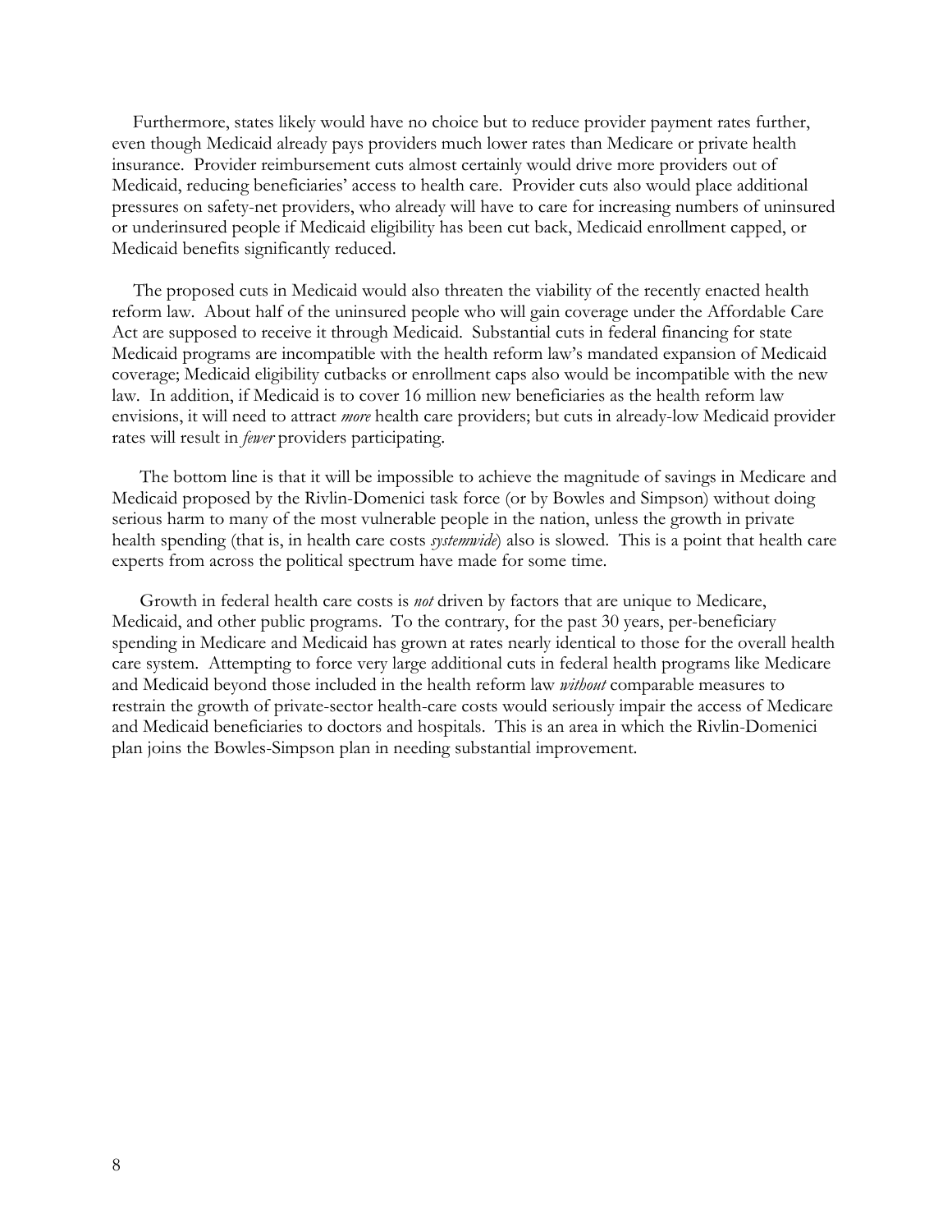Furthermore, states likely would have no choice but to reduce provider payment rates further, even though Medicaid already pays providers much lower rates than Medicare or private health insurance. Provider reimbursement cuts almost certainly would drive more providers out of Medicaid, reducing beneficiaries' access to health care. Provider cuts also would place additional pressures on safety-net providers, who already will have to care for increasing numbers of uninsured or underinsured people if Medicaid eligibility has been cut back, Medicaid enrollment capped, or Medicaid benefits significantly reduced.

The proposed cuts in Medicaid would also threaten the viability of the recently enacted health reform law. About half of the uninsured people who will gain coverage under the Affordable Care Act are supposed to receive it through Medicaid. Substantial cuts in federal financing for state Medicaid programs are incompatible with the health reform law's mandated expansion of Medicaid coverage; Medicaid eligibility cutbacks or enrollment caps also would be incompatible with the new law. In addition, if Medicaid is to cover 16 million new beneficiaries as the health reform law envisions, it will need to attract *more* health care providers; but cuts in already-low Medicaid provider rates will result in *fewer* providers participating.

The bottom line is that it will be impossible to achieve the magnitude of savings in Medicare and Medicaid proposed by the Rivlin-Domenici task force (or by Bowles and Simpson) without doing serious harm to many of the most vulnerable people in the nation, unless the growth in private health spending (that is, in health care costs *systemwide*) also is slowed. This is a point that health care experts from across the political spectrum have made for some time.

Growth in federal health care costs is *not* driven by factors that are unique to Medicare, Medicaid, and other public programs. To the contrary, for the past 30 years, per-beneficiary spending in Medicare and Medicaid has grown at rates nearly identical to those for the overall health care system. Attempting to force very large additional cuts in federal health programs like Medicare and Medicaid beyond those included in the health reform law *without* comparable measures to restrain the growth of private-sector health-care costs would seriously impair the access of Medicare and Medicaid beneficiaries to doctors and hospitals. This is an area in which the Rivlin-Domenici plan joins the Bowles-Simpson plan in needing substantial improvement.